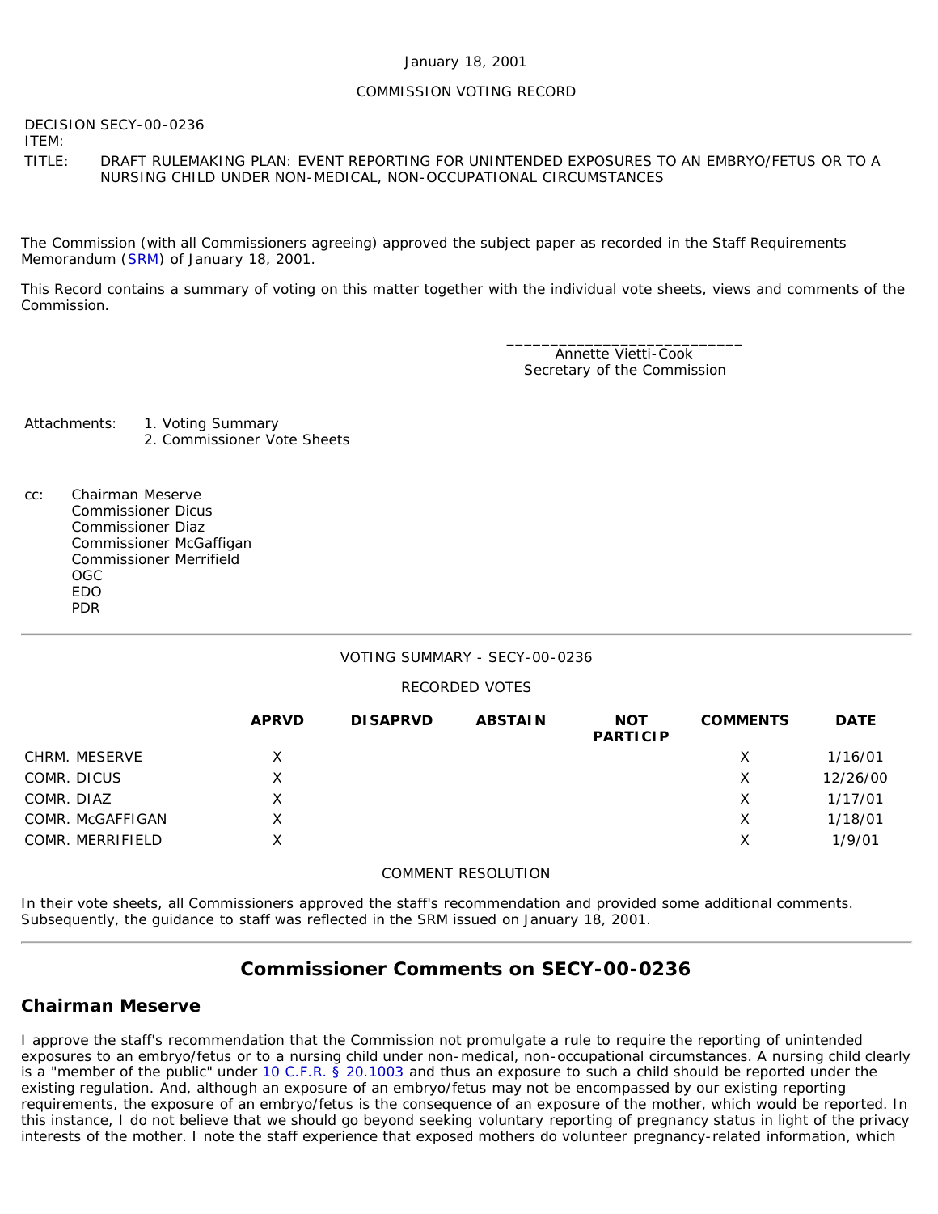January 18, 2001

COMMISSION VOTING RECORD

DECISION ITEM: SECY-00-0236

TITLE: DRAFT RULEMAKING PLAN: EVENT REPORTING FOR UNINTENDED EXPOSURES TO AN EMBRYO/FETUS OR TO A NURSING CHILD UNDER NON-MEDICAL, NON-OCCUPATIONAL CIRCUMSTANCES

The Commission (with all Commissioners agreeing) approved the subject paper as recorded in the Staff Requirements Memorandum (SRM) of January 18, 2001.

This Record contains a summary of voting on this matter together with the individual vote sheets, views and comments of the Commission.

\_\_\_\_\_\_\_\_\_\_\_\_\_\_\_\_\_\_\_\_\_\_\_\_\_\_\_\_
Annette Vietti-Cook
Secretary of the Commission

Attachments:
1. Voting Summary
2. Commissioner Vote Sheets

cc:
Chairman Meserve
Commissioner Dicus
Commissioner Diaz
Commissioner McGaffigan
Commissioner Merrifield
OGC
EDO
PDR

---

VOTING SUMMARY - SECY-00-0236

RECORDED VOTES

| | APRVD | DISAPRVD | ABSTAIN | NOT PARTICIP | COMMENTS | DATE |
|---|---|---|---|---|---|---|
| CHRM. MESERVE | X | | | | X | 1/16/01 |
| COMR. DICUS | X | | | | X | 12/26/00 |
| COMR. DIAZ | X | | | | X | 1/17/01 |
| COMR. McGAFFIGAN | X | | | | X | 1/18/01 |
| COMR. MERRIFIELD | X | | | | X | 1/9/01 |

COMMENT RESOLUTION

In their vote sheets, all Commissioners approved the staff's recommendation and provided some additional comments. Subsequently, the guidance to staff was reflected in the SRM issued on January 18, 2001.

---

## Commissioner Comments on SECY-00-0236

### Chairman Meserve

I approve the staff's recommendation that the Commission not promulgate a rule to require the reporting of unintended exposures to an embryo/fetus or to a nursing child under non-medical, non-occupational circumstances. A nursing child clearly is a "member of the public" under 10 C.F.R. § 20.1003 and thus an exposure to such a child should be reported under the existing regulation. And, although an exposure of an embryo/fetus may not be encompassed by our existing reporting requirements, the exposure of an embryo/fetus is the consequence of an exposure of the mother, which would be reported. In this instance, I do not believe that we should go beyond seeking voluntary reporting of pregnancy status in light of the privacy interests of the mother. I note the staff experience that exposed mothers do volunteer pregnancy-related information, which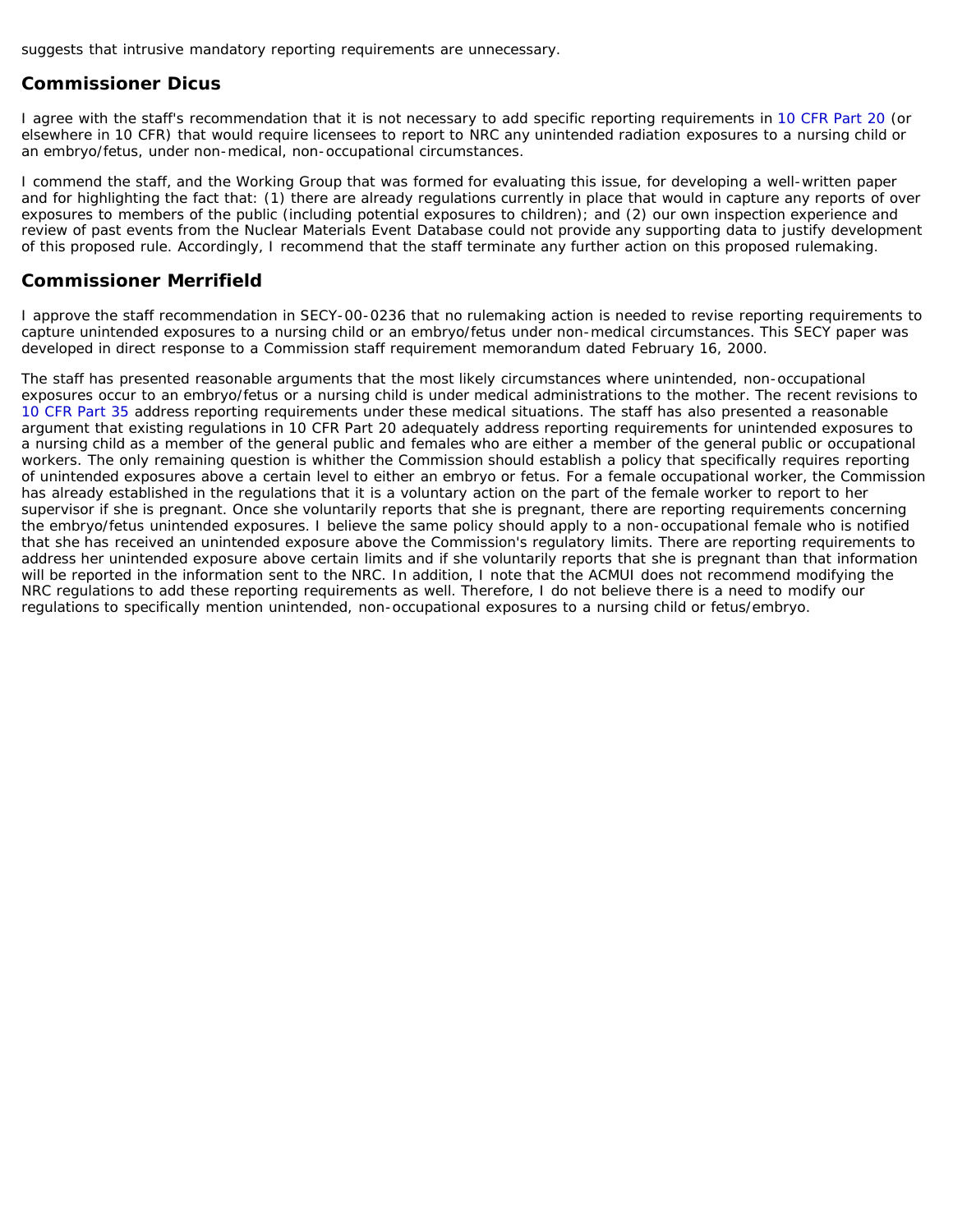suggests that intrusive mandatory reporting requirements are unnecessary.

## Commissioner Dicus

I agree with the staff's recommendation that it is not necessary to add specific reporting requirements in 10 CFR Part 20 (or elsewhere in 10 CFR) that would require licensees to report to NRC any unintended radiation exposures to a nursing child or an embryo/fetus, under non-medical, non-occupational circumstances.

I commend the staff, and the Working Group that was formed for evaluating this issue, for developing a well-written paper and for highlighting the fact that: (1) there are already regulations currently in place that would in capture any reports of over exposures to members of the public (including potential exposures to children); and (2) our own inspection experience and review of past events from the Nuclear Materials Event Database could not provide any supporting data to justify development of this proposed rule. Accordingly, I recommend that the staff terminate any further action on this proposed rulemaking.

## Commissioner Merrifield

I approve the staff recommendation in SECY-00-0236 that no rulemaking action is needed to revise reporting requirements to capture unintended exposures to a nursing child or an embryo/fetus under non-medical circumstances. This SECY paper was developed in direct response to a Commission staff requirement memorandum dated February 16, 2000.

The staff has presented reasonable arguments that the most likely circumstances where unintended, non-occupational exposures occur to an embryo/fetus or a nursing child is under medical administrations to the mother. The recent revisions to 10 CFR Part 35 address reporting requirements under these medical situations. The staff has also presented a reasonable argument that existing regulations in 10 CFR Part 20 adequately address reporting requirements for unintended exposures to a nursing child as a member of the general public and females who are either a member of the general public or occupational workers. The only remaining question is whither the Commission should establish a policy that specifically requires reporting of unintended exposures above a certain level to either an embryo or fetus. For a female occupational worker, the Commission has already established in the regulations that it is a voluntary action on the part of the female worker to report to her supervisor if she is pregnant. Once she voluntarily reports that she is pregnant, there are reporting requirements concerning the embryo/fetus unintended exposures. I believe the same policy should apply to a non-occupational female who is notified that she has received an unintended exposure above the Commission's regulatory limits. There are reporting requirements to address her unintended exposure above certain limits and if she voluntarily reports that she is pregnant than that information will be reported in the information sent to the NRC. In addition, I note that the ACMUI does not recommend modifying the NRC regulations to add these reporting requirements as well. Therefore, I do not believe there is a need to modify our regulations to specifically mention unintended, non-occupational exposures to a nursing child or fetus/embryo.